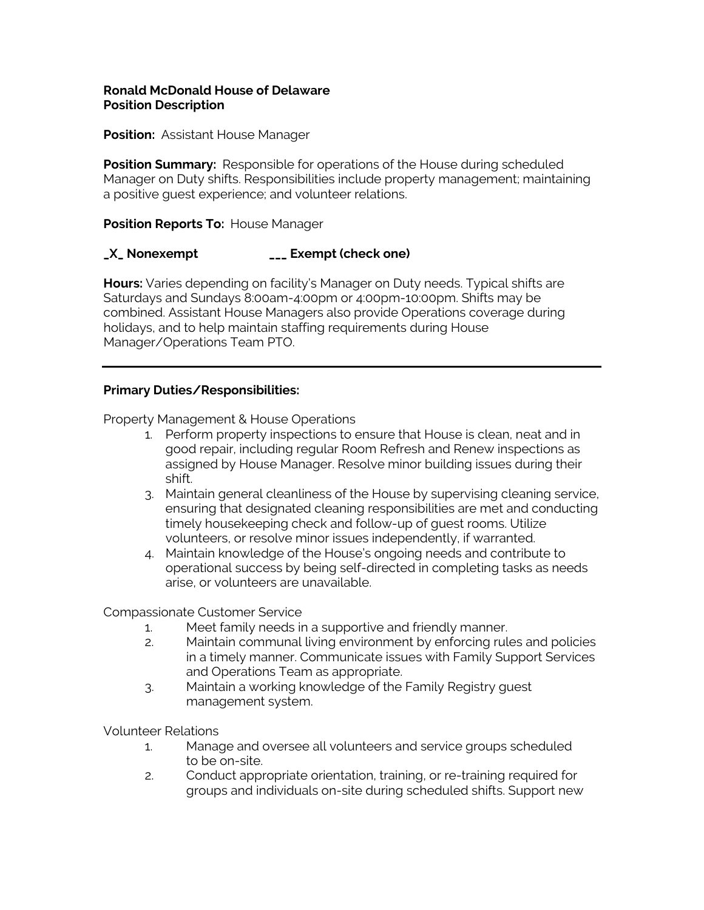**Ronald McDonald House of Delaware**
**Position Description**

**Position:** Assistant House Manager

**Position Summary:** Responsible for operations of the House during scheduled Manager on Duty shifts. Responsibilities include property management; maintaining a positive guest experience; and volunteer relations.

**Position Reports To:** House Manager

**_X_ Nonexempt** **___ Exempt (check one)**

**Hours:** Varies depending on facility's Manager on Duty needs. Typical shifts are Saturdays and Sundays 8:00am-4:00pm or 4:00pm-10:00pm. Shifts may be combined. Assistant House Managers also provide Operations coverage during holidays, and to help maintain staffing requirements during House Manager/Operations Team PTO.

---

**Primary Duties/Responsibilities:**

Property Management & House Operations

1. Perform property inspections to ensure that House is clean, neat and in good repair, including regular Room Refresh and Renew inspections as assigned by House Manager. Resolve minor building issues during their shift.
3. Maintain general cleanliness of the House by supervising cleaning service, ensuring that designated cleaning responsibilities are met and conducting timely housekeeping check and follow-up of guest rooms. Utilize volunteers, or resolve minor issues independently, if warranted.
4. Maintain knowledge of the House's ongoing needs and contribute to operational success by being self-directed in completing tasks as needs arise, or volunteers are unavailable.

Compassionate Customer Service

1. Meet family needs in a supportive and friendly manner.
2. Maintain communal living environment by enforcing rules and policies in a timely manner. Communicate issues with Family Support Services and Operations Team as appropriate.
3. Maintain a working knowledge of the Family Registry guest management system.

Volunteer Relations

1. Manage and oversee all volunteers and service groups scheduled to be on-site.
2. Conduct appropriate orientation, training, or re-training required for groups and individuals on-site during scheduled shifts. Support new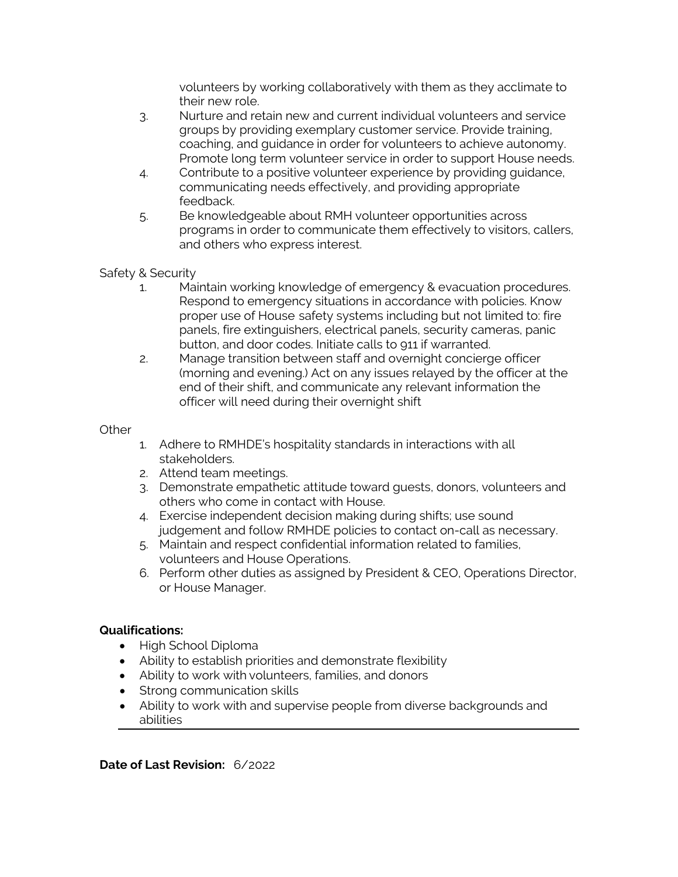volunteers by working collaboratively with them as they acclimate to their new role.

3. Nurture and retain new and current individual volunteers and service groups by providing exemplary customer service. Provide training, coaching, and guidance in order for volunteers to achieve autonomy. Promote long term volunteer service in order to support House needs.
4. Contribute to a positive volunteer experience by providing guidance, communicating needs effectively, and providing appropriate feedback.
5. Be knowledgeable about RMH volunteer opportunities across programs in order to communicate them effectively to visitors, callers, and others who express interest.

Safety & Security

1. Maintain working knowledge of emergency & evacuation procedures. Respond to emergency situations in accordance with policies. Know proper use of House safety systems including but not limited to: fire panels, fire extinguishers, electrical panels, security cameras, panic button, and door codes. Initiate calls to 911 if warranted.
2. Manage transition between staff and overnight concierge officer (morning and evening.) Act on any issues relayed by the officer at the end of their shift, and communicate any relevant information the officer will need during their overnight shift

Other

1. Adhere to RMHDE's hospitality standards in interactions with all stakeholders.
2. Attend team meetings.
3. Demonstrate empathetic attitude toward guests, donors, volunteers and others who come in contact with House.
4. Exercise independent decision making during shifts; use sound judgement and follow RMHDE policies to contact on-call as necessary.
5. Maintain and respect confidential information related to families, volunteers and House Operations.
6. Perform other duties as assigned by President & CEO, Operations Director, or House Manager.

**Qualifications:**

- High School Diploma
- Ability to establish priorities and demonstrate flexibility
- Ability to work with volunteers, families, and donors
- Strong communication skills
- Ability to work with and supervise people from diverse backgrounds and abilities

---

**Date of Last Revision:** 6/2022